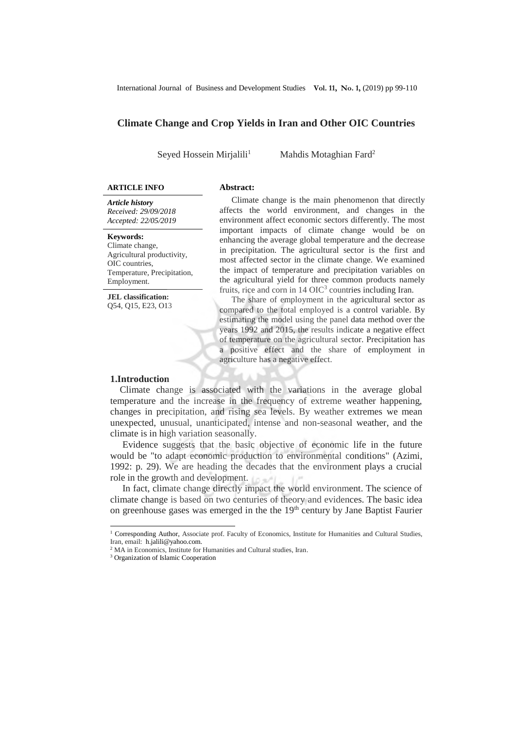# Climate Change and Crop Yields in Iran and Other OIC Countries

Seyed Hossein Mirjalili[1] Mahdis Motaghian Fard[2]

**ARTICLE INFO**

***Article history***
*Received: 29/09/2018*
*Accepted: 22/05/2019*

**Keywords:**
Climate change, Agricultural productivity, OIC countries, Temperature, Precipitation, Employment.

**JEL classification:**
Q54, Q15, E23, O13

**Abstract:**

Climate change is the main phenomenon that directly affects the world environment, and changes in the environment affect economic sectors differently. The most important impacts of climate change would be on enhancing the average global temperature and the decrease in precipitation. The agricultural sector is the first and most affected sector in the climate change. We examined the impact of temperature and precipitation variables on the agricultural yield for three common products namely fruits, rice and corn in 14 OIC[3] countries including Iran.

The share of employment in the agricultural sector as compared to the total employed is a control variable. By estimating the model using the panel data method over the years 1992 and 2015, the results indicate a negative effect of temperature on the agricultural sector. Precipitation has a positive effect and the share of employment in agriculture has a negative effect.

## 1.Introduction

Climate change is associated with the variations in the average global temperature and the increase in the frequency of extreme weather happening, changes in precipitation, and rising sea levels. By weather extremes we mean unexpected, unusual, unanticipated, intense and non-seasonal weather, and the climate is in high variation seasonally.

Evidence suggests that the basic objective of economic life in the future would be "to adapt economic production to environmental conditions" (Azimi, 1992: p. 29). We are heading the decades that the environment plays a crucial role in the growth and development.

In fact, climate change directly impact the world environment. The science of climate change is based on two centuries of theory and evidences. The basic idea on greenhouse gases was emerged in the the 19th century by Jane Baptist Faurier

---

[1] Corresponding Author, Associate prof. Faculty of Economics, Institute for Humanities and Cultural Studies, Iran, email: h.jalili@yahoo.com.

[2] MA in Economics, Institute for Humanities and Cultural studies, Iran.

[3] Organization of Islamic Cooperation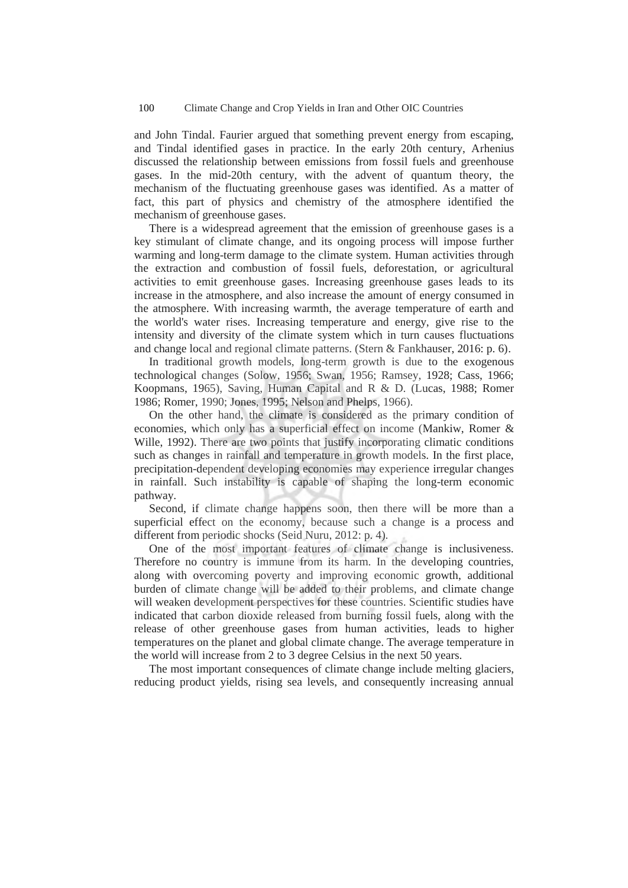and John Tindal. Faurier argued that something prevent energy from escaping, and Tindal identified gases in practice. In the early 20th century, Arhenius discussed the relationship between emissions from fossil fuels and greenhouse gases. In the mid-20th century, with the advent of quantum theory, the mechanism of the fluctuating greenhouse gases was identified. As a matter of fact, this part of physics and chemistry of the atmosphere identified the mechanism of greenhouse gases.

There is a widespread agreement that the emission of greenhouse gases is a key stimulant of climate change, and its ongoing process will impose further warming and long-term damage to the climate system. Human activities through the extraction and combustion of fossil fuels, deforestation, or agricultural activities to emit greenhouse gases. Increasing greenhouse gases leads to its increase in the atmosphere, and also increase the amount of energy consumed in the atmosphere. With increasing warmth, the average temperature of earth and the world's water rises. Increasing temperature and energy, give rise to the intensity and diversity of the climate system which in turn causes fluctuations and change local and regional climate patterns. (Stern & Fankhauser, 2016: p. 6).

In traditional growth models, long-term growth is due to the exogenous technological changes (Solow, 1956; Swan, 1956; Ramsey, 1928; Cass, 1966; Koopmans, 1965), Saving, Human Capital and R & D. (Lucas, 1988; Romer 1986; Romer, 1990; Jones, 1995; Nelson and Phelps, 1966).

On the other hand, the climate is considered as the primary condition of economies, which only has a superficial effect on income (Mankiw, Romer & Wille, 1992). There are two points that justify incorporating climatic conditions such as changes in rainfall and temperature in growth models. In the first place, precipitation-dependent developing economies may experience irregular changes in rainfall. Such instability is capable of shaping the long-term economic pathway.

Second, if climate change happens soon, then there will be more than a superficial effect on the economy, because such a change is a process and different from periodic shocks (Seid Nuru, 2012: p. 4).

One of the most important features of climate change is inclusiveness. Therefore no country is immune from its harm. In the developing countries, along with overcoming poverty and improving economic growth, additional burden of climate change will be added to their problems, and climate change will weaken development perspectives for these countries. Scientific studies have indicated that carbon dioxide released from burning fossil fuels, along with the release of other greenhouse gases from human activities, leads to higher temperatures on the planet and global climate change. The average temperature in the world will increase from 2 to 3 degree Celsius in the next 50 years.

The most important consequences of climate change include melting glaciers, reducing product yields, rising sea levels, and consequently increasing annual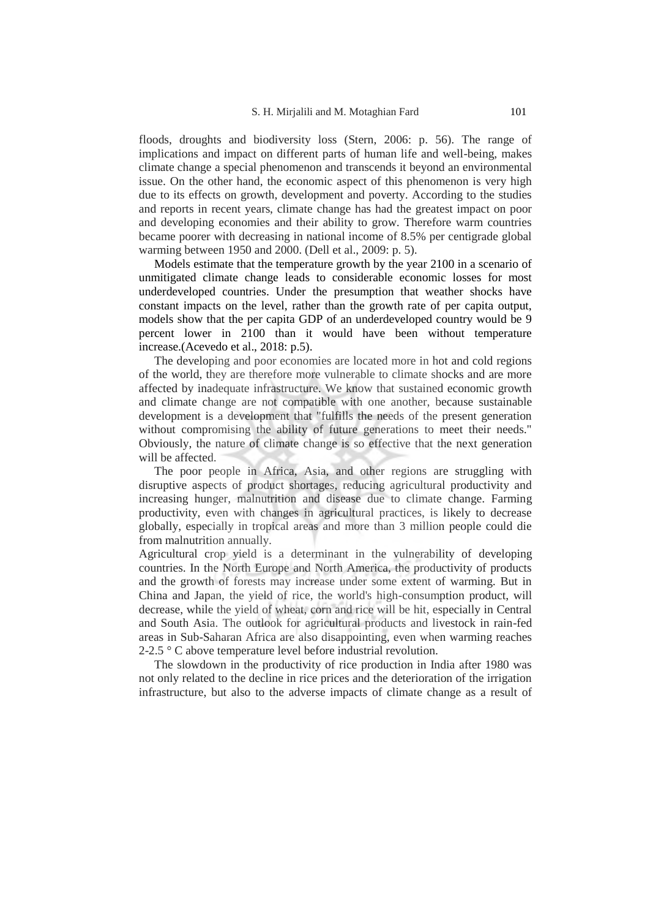floods, droughts and biodiversity loss (Stern, 2006: p. 56). The range of implications and impact on different parts of human life and well-being, makes climate change a special phenomenon and transcends it beyond an environmental issue. On the other hand, the economic aspect of this phenomenon is very high due to its effects on growth, development and poverty. According to the studies and reports in recent years, climate change has had the greatest impact on poor and developing economies and their ability to grow. Therefore warm countries became poorer with decreasing in national income of 8.5% per centigrade global warming between 1950 and 2000. (Dell et al., 2009: p. 5).

Models estimate that the temperature growth by the year 2100 in a scenario of unmitigated climate change leads to considerable economic losses for most underdeveloped countries. Under the presumption that weather shocks have constant impacts on the level, rather than the growth rate of per capita output, models show that the per capita GDP of an underdeveloped country would be 9 percent lower in 2100 than it would have been without temperature increase.(Acevedo et al., 2018: p.5).

The developing and poor economies are located more in hot and cold regions of the world, they are therefore more vulnerable to climate shocks and are more affected by inadequate infrastructure. We know that sustained economic growth and climate change are not compatible with one another, because sustainable development is a development that "fulfills the needs of the present generation without compromising the ability of future generations to meet their needs." Obviously, the nature of climate change is so effective that the next generation will be affected.

The poor people in Africa, Asia, and other regions are struggling with disruptive aspects of product shortages, reducing agricultural productivity and increasing hunger, malnutrition and disease due to climate change. Farming productivity, even with changes in agricultural practices, is likely to decrease globally, especially in tropical areas and more than 3 million people could die from malnutrition annually.

Agricultural crop yield is a determinant in the vulnerability of developing countries. In the North Europe and North America, the productivity of products and the growth of forests may increase under some extent of warming. But in China and Japan, the yield of rice, the world's high-consumption product, will decrease, while the yield of wheat, corn and rice will be hit, especially in Central and South Asia. The outlook for agricultural products and livestock in rain-fed areas in Sub-Saharan Africa are also disappointing, even when warming reaches 2-2.5 ° C above temperature level before industrial revolution.

The slowdown in the productivity of rice production in India after 1980 was not only related to the decline in rice prices and the deterioration of the irrigation infrastructure, but also to the adverse impacts of climate change as a result of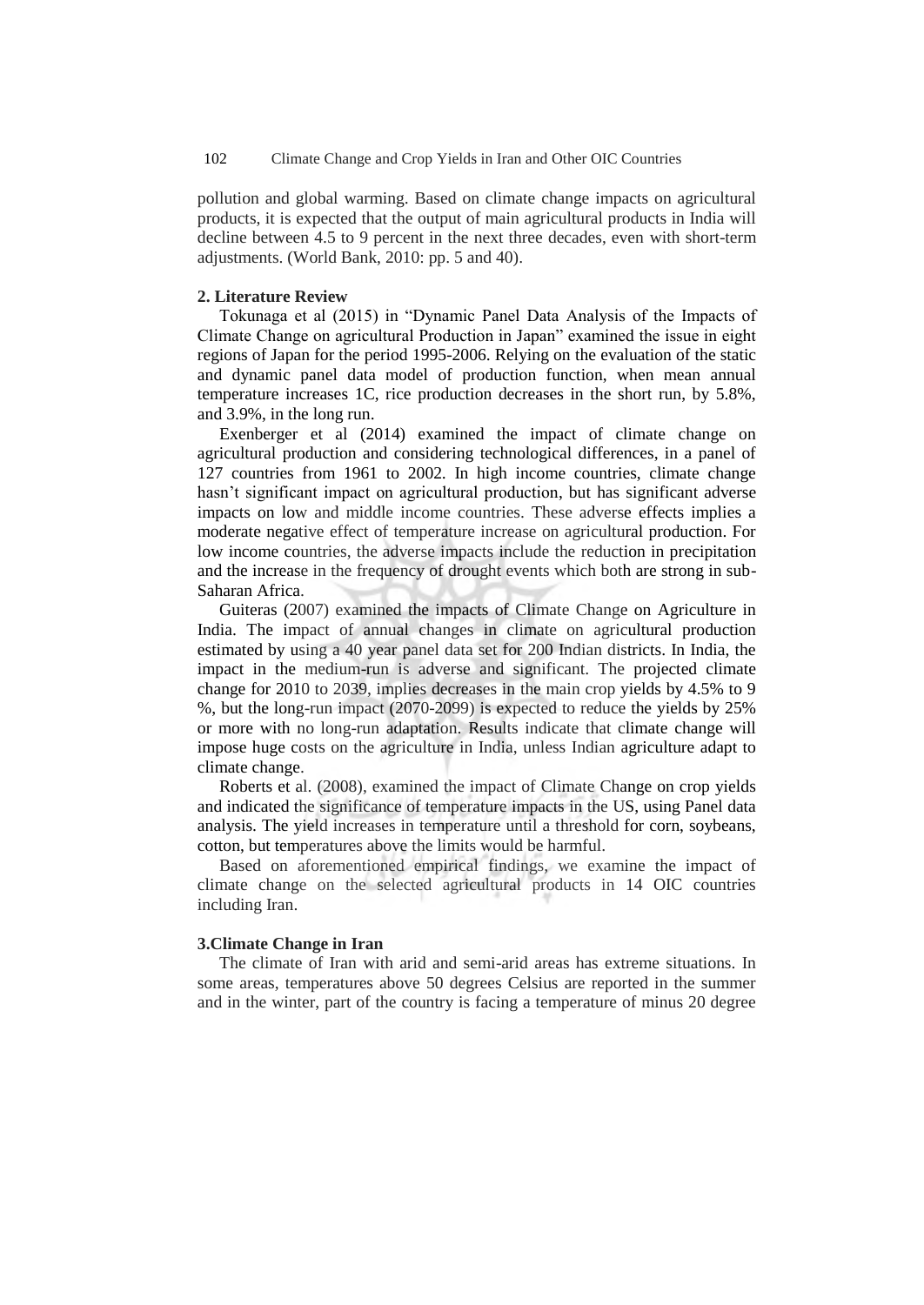pollution and global warming. Based on climate change impacts on agricultural products, it is expected that the output of main agricultural products in India will decline between 4.5 to 9 percent in the next three decades, even with short-term adjustments. (World Bank, 2010: pp. 5 and 40).

## 2. Literature Review

Tokunaga et al (2015) in "Dynamic Panel Data Analysis of the Impacts of Climate Change on agricultural Production in Japan" examined the issue in eight regions of Japan for the period 1995-2006. Relying on the evaluation of the static and dynamic panel data model of production function, when mean annual temperature increases 1C, rice production decreases in the short run, by 5.8%, and 3.9%, in the long run.

Exenberger et al (2014) examined the impact of climate change on agricultural production and considering technological differences, in a panel of 127 countries from 1961 to 2002. In high income countries, climate change hasn't significant impact on agricultural production, but has significant adverse impacts on low and middle income countries. These adverse effects implies a moderate negative effect of temperature increase on agricultural production. For low income countries, the adverse impacts include the reduction in precipitation and the increase in the frequency of drought events which both are strong in sub-Saharan Africa.

Guiteras (2007) examined the impacts of Climate Change on Agriculture in India. The impact of annual changes in climate on agricultural production estimated by using a 40 year panel data set for 200 Indian districts. In India, the impact in the medium-run is adverse and significant. The projected climate change for 2010 to 2039, implies decreases in the main crop yields by 4.5% to 9 %, but the long-run impact (2070-2099) is expected to reduce the yields by 25% or more with no long-run adaptation. Results indicate that climate change will impose huge costs on the agriculture in India, unless Indian agriculture adapt to climate change.

Roberts et al. (2008), examined the impact of Climate Change on crop yields and indicated the significance of temperature impacts in the US, using Panel data analysis. The yield increases in temperature until a threshold for corn, soybeans, cotton, but temperatures above the limits would be harmful.

Based on aforementioned empirical findings, we examine the impact of climate change on the selected agricultural products in 14 OIC countries including Iran.

## 3.Climate Change in Iran

The climate of Iran with arid and semi-arid areas has extreme situations. In some areas, temperatures above 50 degrees Celsius are reported in the summer and in the winter, part of the country is facing a temperature of minus 20 degree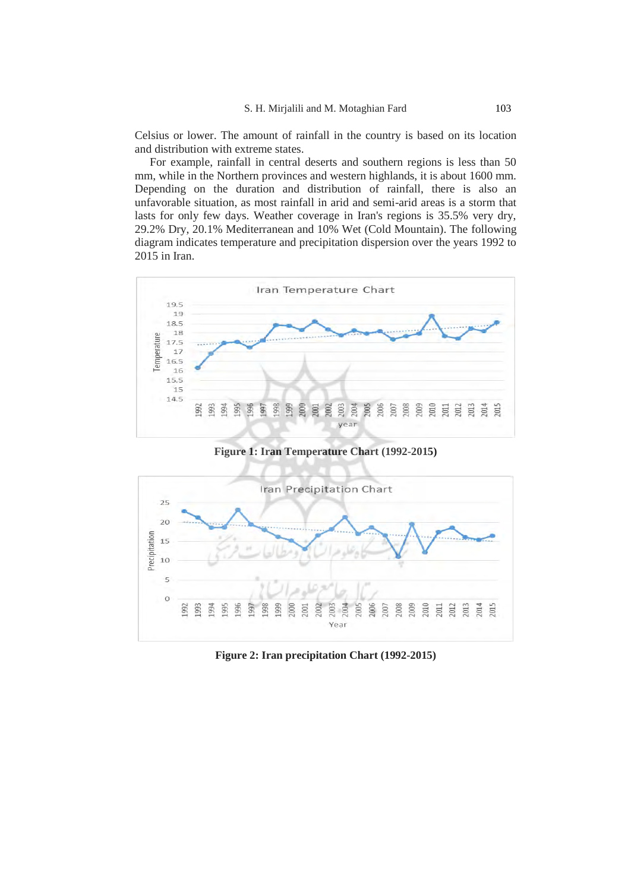Celsius or lower. The amount of rainfall in the country is based on its location and distribution with extreme states.

For example, rainfall in central deserts and southern regions is less than 50 mm, while in the Northern provinces and western highlands, it is about 1600 mm. Depending on the duration and distribution of rainfall, there is also an unfavorable situation, as most rainfall in arid and semi-arid areas is a storm that lasts for only few days. Weather coverage in Iran's regions is 35.5% very dry, 29.2% Dry, 20.1% Mediterranean and 10% Wet (Cold Mountain). The following diagram indicates temperature and precipitation dispersion over the years 1992 to 2015 in Iran.

**Figure 1: Iran Temperature Chart (1992-2015)**

**Figure 2: Iran precipitation Chart (1992-2015)**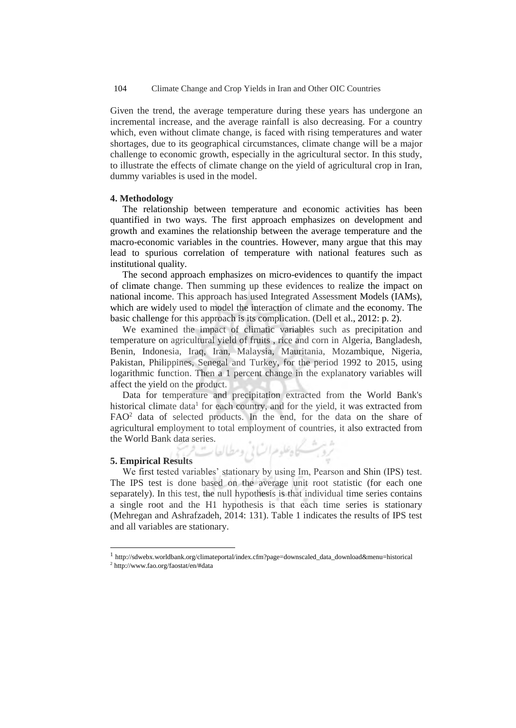Given the trend, the average temperature during these years has undergone an incremental increase, and the average rainfall is also decreasing. For a country which, even without climate change, is faced with rising temperatures and water shortages, due to its geographical circumstances, climate change will be a major challenge to economic growth, especially in the agricultural sector. In this study, to illustrate the effects of climate change on the yield of agricultural crop in Iran, dummy variables is used in the model.

#### 4. Methodology

The relationship between temperature and economic activities has been quantified in two ways. The first approach emphasizes on development and growth and examines the relationship between the average temperature and the macro-economic variables in the countries. However, many argue that this may lead to spurious correlation of temperature with national features such as institutional quality.

The second approach emphasizes on micro-evidences to quantify the impact of climate change. Then summing up these evidences to realize the impact on national income. This approach has used Integrated Assessment Models (IAMs), which are widely used to model the interaction of climate and the economy. The basic challenge for this approach is its complication. (Dell et al., 2012: p. 2).

We examined the impact of climatic variables such as precipitation and temperature on agricultural yield of fruits , rice and corn in Algeria, Bangladesh, Benin, Indonesia, Iraq, Iran, Malaysia, Mauritania, Mozambique, Nigeria, Pakistan, Philippines, Senegal and Turkey, for the period 1992 to 2015, using logarithmic function. Then a 1 percent change in the explanatory variables will affect the yield on the product.

Data for temperature and precipitation extracted from the World Bank's historical climate data[1] for each country, and for the yield, it was extracted from FAO[2] data of selected products. In the end, for the data on the share of agricultural employment to total employment of countries, it also extracted from the World Bank data series.

#### 5. Empirical Results

We first tested variables' stationary by using Im, Pearson and Shin (IPS) test. The IPS test is done based on the average unit root statistic (for each one separately). In this test, the null hypothesis is that individual time series contains a single root and the H1 hypothesis is that each time series is stationary (Mehregan and Ashrafzadeh, 2014: 131). Table 1 indicates the results of IPS test and all variables are stationary.

---

[1] http://sdwebx.worldbank.org/climateportal/index.cfm?page=downscaled_data_download&menu=historical

[2] http://www.fao.org/faostat/en/#data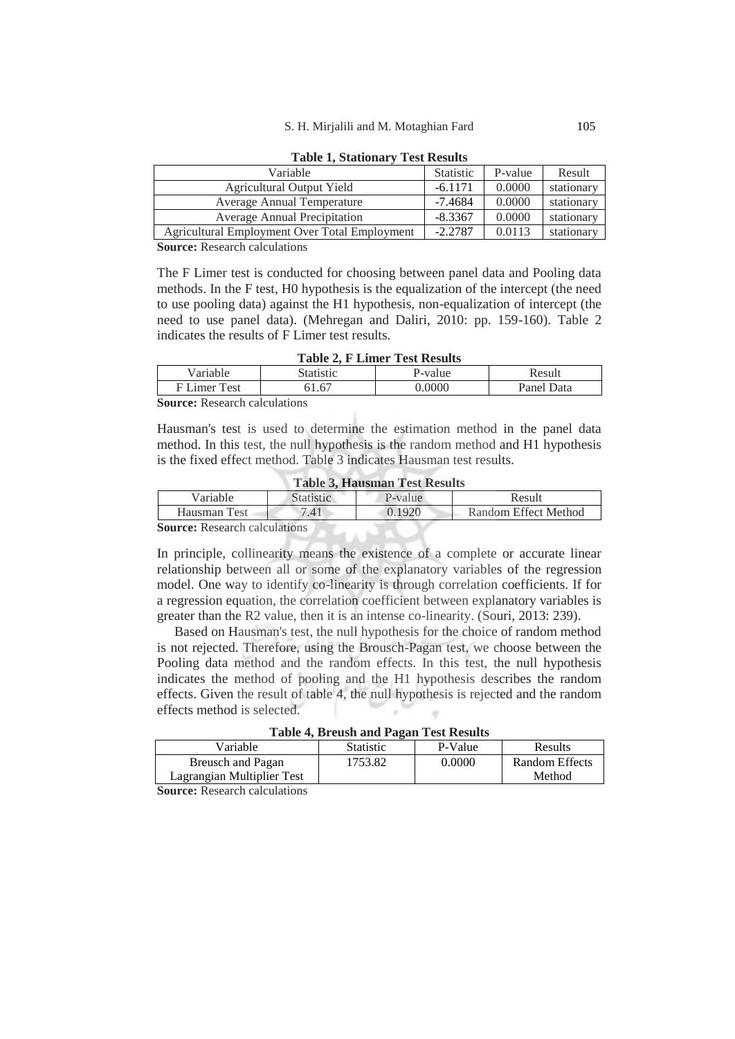**Table 1, Stationary Test Results**

| Variable | Statistic | P-value | Result |
| --- | --- | --- | --- |
| Agricultural Output Yield | -6.1171 | 0.0000 | stationary |
| Average Annual Temperature | -7.4684 | 0.0000 | stationary |
| Average Annual Precipitation | -8.3367 | 0.0000 | stationary |
| Agricultural Employment Over Total Employment | -2.2787 | 0.0113 | stationary |

**Source:** Research calculations

The F Limer test is conducted for choosing between panel data and Pooling data methods. In the F test, H0 hypothesis is the equalization of the intercept (the need to use pooling data) against the H1 hypothesis, non-equalization of intercept (the need to use panel data). (Mehregan and Daliri, 2010: pp. 159-160). Table 2 indicates the results of F Limer test results.

**Table 2, F Limer Test Results**

| Variable | Statistic | P-value | Result |
| --- | --- | --- | --- |
| F Limer Test | 61.67 | 0.0000 | Panel Data |

**Source:** Research calculations

Hausman's test is used to determine the estimation method in the panel data method. In this test, the null hypothesis is the random method and H1 hypothesis is the fixed effect method. Table 3 indicates Hausman test results.

**Table 3, Hausman Test Results**

| Variable | Statistic | P-value | Result |
| --- | --- | --- | --- |
| Hausman Test | 7.41 | 0.1920 | Random Effect Method |

**Source:** Research calculations

In principle, collinearity means the existence of a complete or accurate linear relationship between all or some of the explanatory variables of the regression model. One way to identify co-linearity is through correlation coefficients. If for a regression equation, the correlation coefficient between explanatory variables is greater than the R2 value, then it is an intense co-linearity. (Souri, 2013: 239).

Based on Hausman's test, the null hypothesis for the choice of random method is not rejected. Therefore, using the Brousch-Pagan test, we choose between the Pooling data method and the random effects. In this test, the null hypothesis indicates the method of pooling and the H1 hypothesis describes the random effects. Given the result of table 4, the null hypothesis is rejected and the random effects method is selected.

**Table 4, Breush and Pagan Test Results**

| Variable | Statistic | P-Value | Results |
| --- | --- | --- | --- |
| Breusch and Pagan Lagrangian Multiplier Test | 1753.82 | 0.0000 | Random Effects Method |

**Source:** Research calculations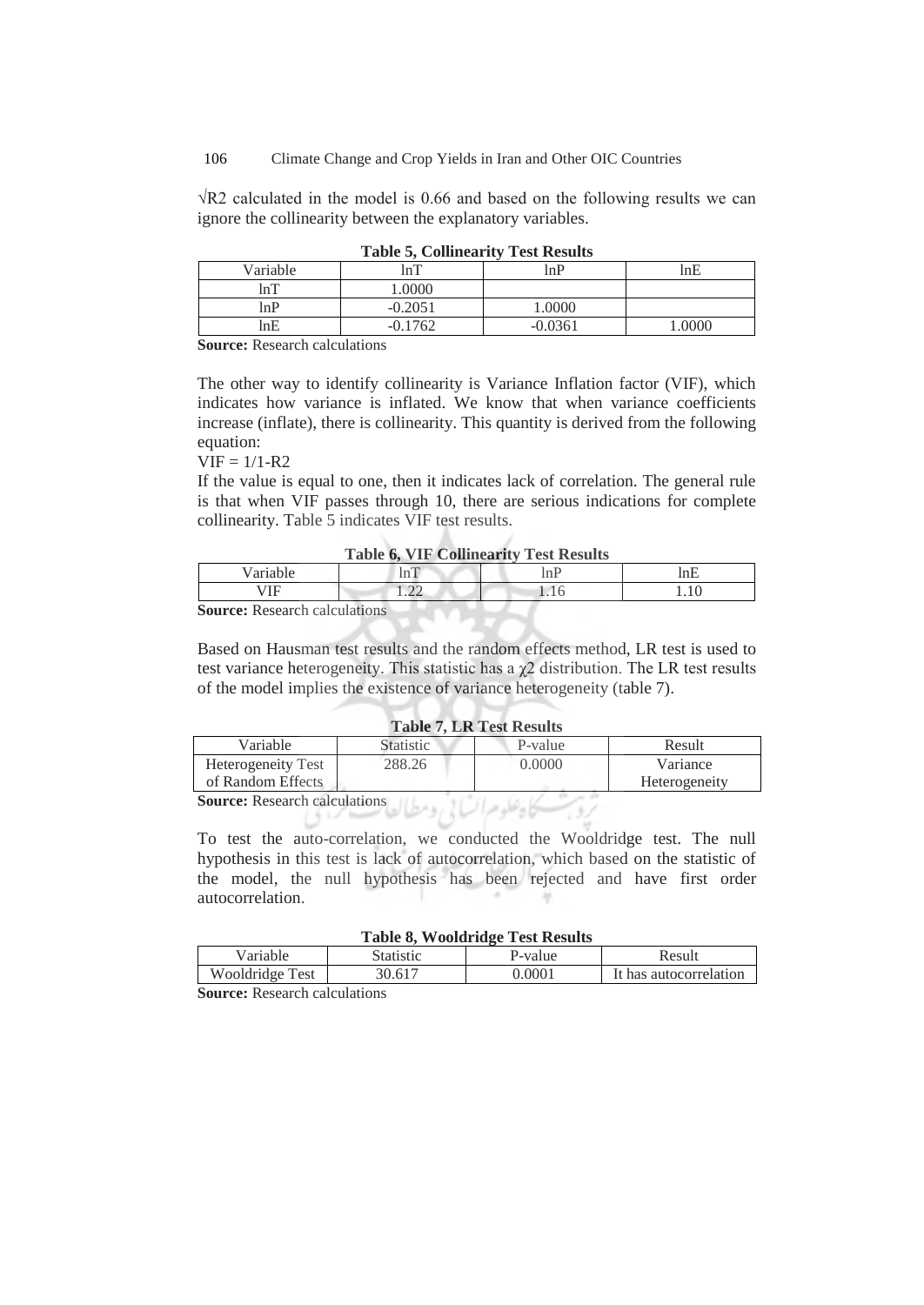$\sqrt{R2}$ calculated in the model is 0.66 and based on the following results we can ignore the collinearity between the explanatory variables.

**Table 5, Collinearity Test Results**

| Variable | lnT | lnP | lnE |
|---|---|---|---|
| lnT | 1.0000 | | |
| lnP | -0.2051 | 1.0000 | |
| lnE | -0.1762 | -0.0361 | 1.0000 |

**Source:** Research calculations

The other way to identify collinearity is Variance Inflation factor (VIF), which indicates how variance is inflated. We know that when variance coefficients increase (inflate), there is collinearity. This quantity is derived from the following equation:

$VIF = 1/1\text{-}R2$

If the value is equal to one, then it indicates lack of correlation. The general rule is that when VIF passes through 10, there are serious indications for complete collinearity. Table 5 indicates VIF test results.

**Table 6, VIF Collinearity Test Results**

| Variable | lnT | lnP | lnE |
|---|---|---|---|
| VIF | 1.22 | 1.16 | 1.10 |

**Source:** Research calculations

Based on Hausman test results and the random effects method, LR test is used to test variance heterogeneity. This statistic has a $\chi 2$ distribution. The LR test results of the model implies the existence of variance heterogeneity (table 7).

**Table 7, LR Test Results**

| Variable | Statistic | P-value | Result |
|---|---|---|---|
| Heterogeneity Test of Random Effects | 288.26 | 0.0000 | Variance Heterogeneity |

**Source:** Research calculations

To test the auto-correlation, we conducted the Wooldridge test. The null hypothesis in this test is lack of autocorrelation, which based on the statistic of the model, the null hypothesis has been rejected and have first order autocorrelation.

**Table 8, Wooldridge Test Results**

| Variable | Statistic | P-value | Result |
|---|---|---|---|
| Wooldridge Test | 30.617 | 0.0001 | It has autocorrelation |

**Source:** Research calculations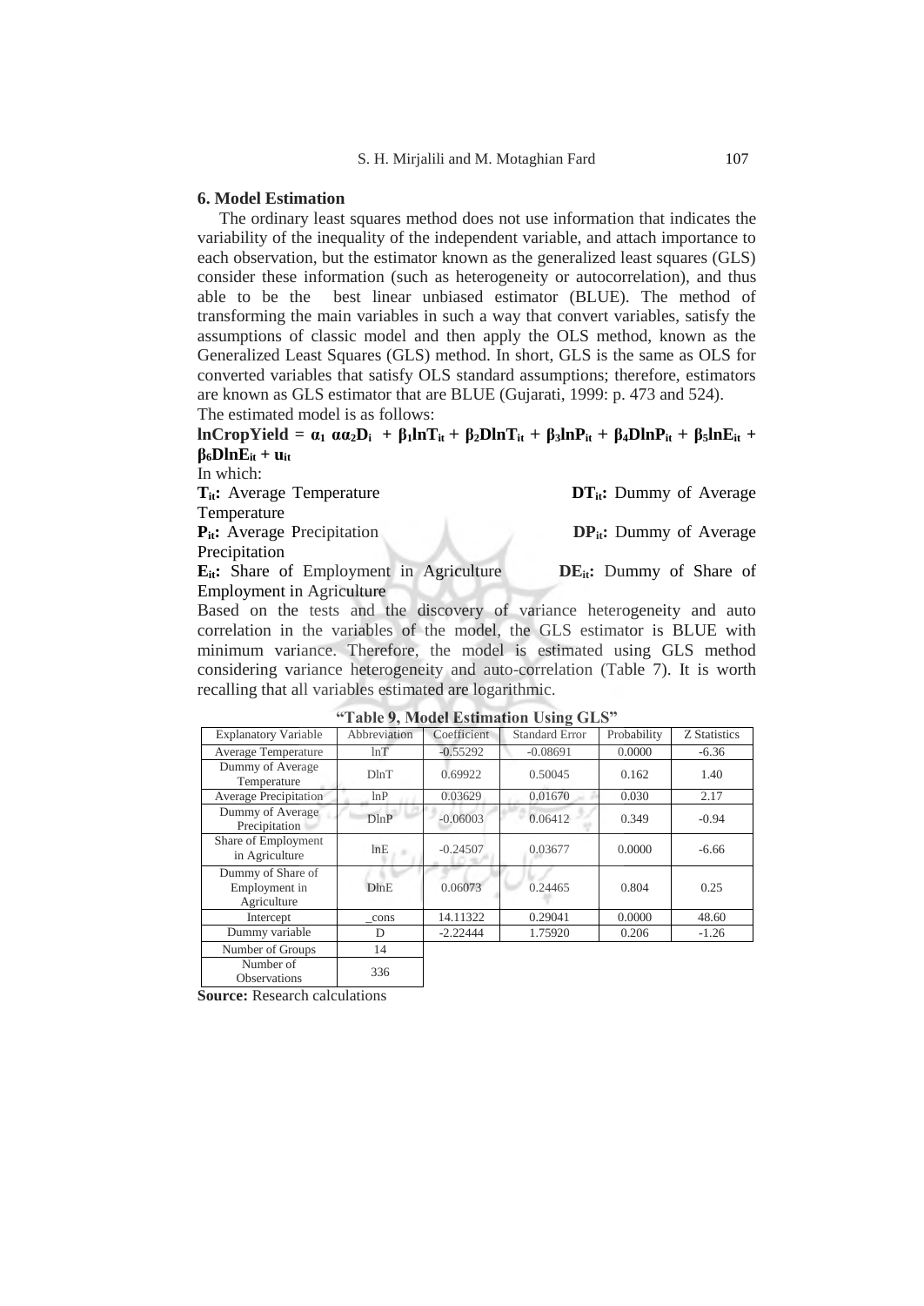## 6. Model Estimation

The ordinary least squares method does not use information that indicates the variability of the inequality of the independent variable, and attach importance to each observation, but the estimator known as the generalized least squares (GLS) consider these information (such as heterogeneity or autocorrelation), and thus able to be the best linear unbiased estimator (BLUE). The method of transforming the main variables in such a way that convert variables, satisfy the assumptions of classic model and then apply the OLS method, known as the Generalized Least Squares (GLS) method. In short, GLS is the same as OLS for converted variables that satisfy OLS standard assumptions; therefore, estimators are known as GLS estimator that are BLUE (Gujarati, 1999: p. 473 and 524).

The estimated model is as follows:

$$\mathbf{lnCropYield = \alpha_1\ \alpha\alpha_2 D_i + \beta_1 lnT_{it} + \beta_2 DlnT_{it} + \beta_3 lnP_{it} + \beta_4 DlnP_{it} + \beta_5 lnE_{it} + \beta_6 DlnE_{it} + u_{it}}$$

In which:

**$T_{it}$:** Average Temperature

**$DT_{it}$:** Dummy of Average Temperature

**$P_{it}$:** Average Precipitation

**$DP_{it}$:** Dummy of Average Precipitation

**$E_{it}$:** Share of Employment in Agriculture

**$DE_{it}$:** Dummy of Share of Employment in Agriculture

Based on the tests and the discovery of variance heterogeneity and auto correlation in the variables of the model, the GLS estimator is BLUE with minimum variance. Therefore, the model is estimated using GLS method considering variance heterogeneity and auto-correlation (Table 7). It is worth recalling that all variables estimated are logarithmic.

**"Table 9, Model Estimation Using GLS"**

| Explanatory Variable | Abbreviation | Coefficient | Standard Error | Probability | Z Statistics |
|---|---|---|---|---|---|
| Average Temperature | lnT | -0.55292 | -0.08691 | 0.0000 | -6.36 |
| Dummy of Average Temperature | DlnT | 0.69922 | 0.50045 | 0.162 | 1.40 |
| Average Precipitation | lnP | 0.03629 | 0.01670 | 0.030 | 2.17 |
| Dummy of Average Precipitation | DlnP | -0.06003 | 0.06412 | 0.349 | -0.94 |
| Share of Employment in Agriculture | lnE | -0.24507 | 0.03677 | 0.0000 | -6.66 |
| Dummy of Share of Employment in Agriculture | DlnE | 0.06073 | 0.24465 | 0.804 | 0.25 |
| Intercept | _cons | 14.11322 | 0.29041 | 0.0000 | 48.60 |
| Dummy variable | D | -2.22444 | 1.75920 | 0.206 | -1.26 |
| Number of Groups | 14 | | | | |
| Number of Observations | 336 | | | | |

**Source:** Research calculations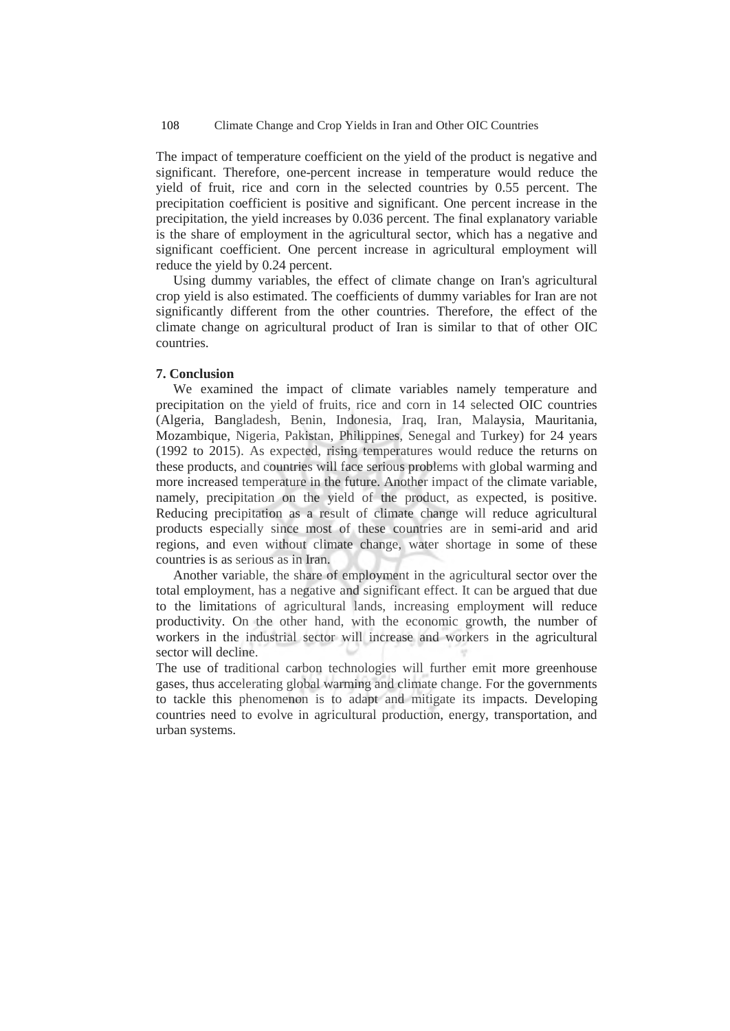The impact of temperature coefficient on the yield of the product is negative and significant. Therefore, one-percent increase in temperature would reduce the yield of fruit, rice and corn in the selected countries by 0.55 percent. The precipitation coefficient is positive and significant. One percent increase in the precipitation, the yield increases by 0.036 percent. The final explanatory variable is the share of employment in the agricultural sector, which has a negative and significant coefficient. One percent increase in agricultural employment will reduce the yield by 0.24 percent.

Using dummy variables, the effect of climate change on Iran's agricultural crop yield is also estimated. The coefficients of dummy variables for Iran are not significantly different from the other countries. Therefore, the effect of the climate change on agricultural product of Iran is similar to that of other OIC countries.

## 7. Conclusion

We examined the impact of climate variables namely temperature and precipitation on the yield of fruits, rice and corn in 14 selected OIC countries (Algeria, Bangladesh, Benin, Indonesia, Iraq, Iran, Malaysia, Mauritania, Mozambique, Nigeria, Pakistan, Philippines, Senegal and Turkey) for 24 years (1992 to 2015). As expected, rising temperatures would reduce the returns on these products, and countries will face serious problems with global warming and more increased temperature in the future. Another impact of the climate variable, namely, precipitation on the yield of the product, as expected, is positive. Reducing precipitation as a result of climate change will reduce agricultural products especially since most of these countries are in semi-arid and arid regions, and even without climate change, water shortage in some of these countries is as serious as in Iran.

Another variable, the share of employment in the agricultural sector over the total employment, has a negative and significant effect. It can be argued that due to the limitations of agricultural lands, increasing employment will reduce productivity. On the other hand, with the economic growth, the number of workers in the industrial sector will increase and workers in the agricultural sector will decline.

The use of traditional carbon technologies will further emit more greenhouse gases, thus accelerating global warming and climate change. For the governments to tackle this phenomenon is to adapt and mitigate its impacts. Developing countries need to evolve in agricultural production, energy, transportation, and urban systems.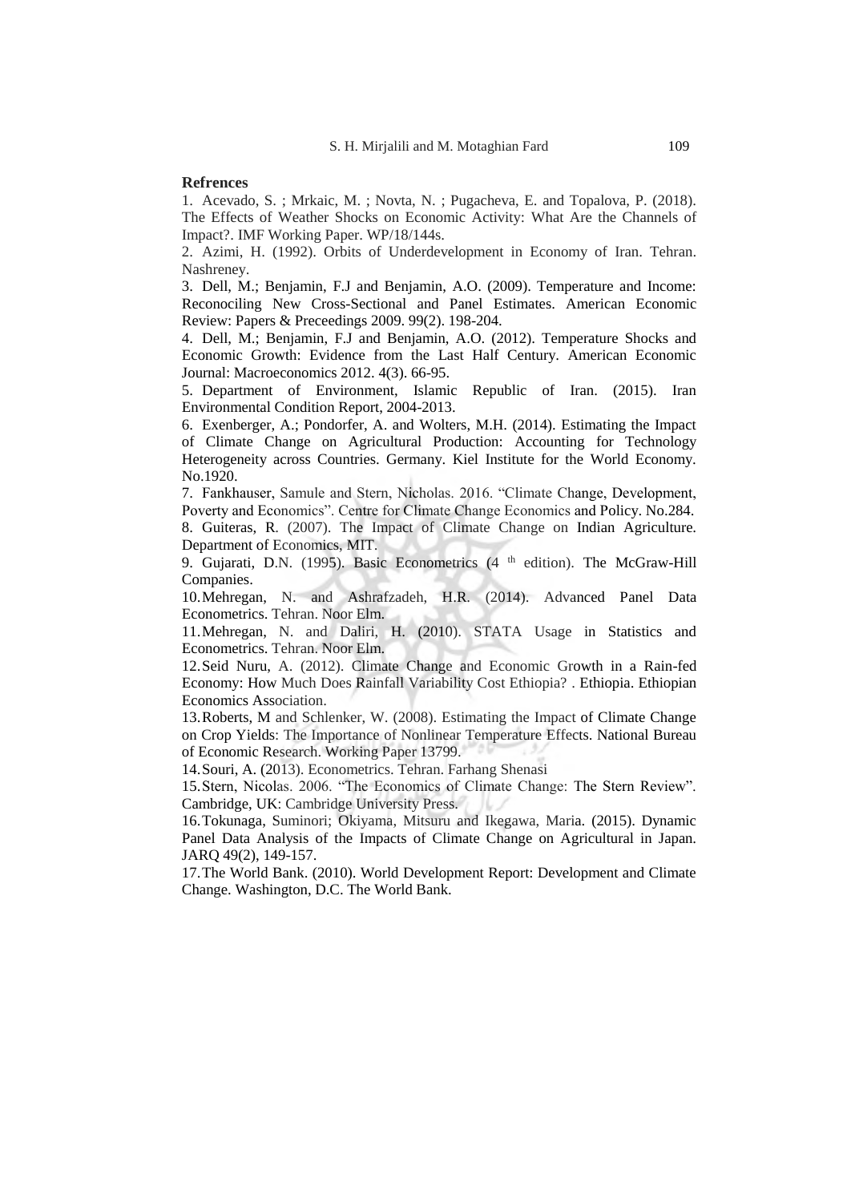**Refrences**

1. Acevado, S. ; Mrkaic, M. ; Novta, N. ; Pugacheva, E. and Topalova, P. (2018). The Effects of Weather Shocks on Economic Activity: What Are the Channels of Impact?. IMF Working Paper. WP/18/144s.
2. Azimi, H. (1992). Orbits of Underdevelopment in Economy of Iran. Tehran. Nashreney.
3. Dell, M.; Benjamin, F.J and Benjamin, A.O. (2009). Temperature and Income: Reconociling New Cross-Sectional and Panel Estimates. American Economic Review: Papers & Preceedings 2009. 99(2). 198-204.
4. Dell, M.; Benjamin, F.J and Benjamin, A.O. (2012). Temperature Shocks and Economic Growth: Evidence from the Last Half Century. American Economic Journal: Macroeconomics 2012. 4(3). 66-95.
5. Department of Environment, Islamic Republic of Iran. (2015). Iran Environmental Condition Report, 2004-2013.
6. Exenberger, A.; Pondorfer, A. and Wolters, M.H. (2014). Estimating the Impact of Climate Change on Agricultural Production: Accounting for Technology Heterogeneity across Countries. Germany. Kiel Institute for the World Economy. No.1920.
7. Fankhauser, Samule and Stern, Nicholas. 2016. "Climate Change, Development, Poverty and Economics". Centre for Climate Change Economics and Policy. No.284.
8. Guiteras, R. (2007). The Impact of Climate Change on Indian Agriculture. Department of Economics, MIT.
9. Gujarati, D.N. (1995). Basic Econometrics (4 th edition). The McGraw-Hill Companies.
10. Mehregan, N. and Ashrafzadeh, H.R. (2014). Advanced Panel Data Econometrics. Tehran. Noor Elm.
11. Mehregan, N. and Daliri, H. (2010). STATA Usage in Statistics and Econometrics. Tehran. Noor Elm.
12. Seid Nuru, A. (2012). Climate Change and Economic Growth in a Rain-fed Economy: How Much Does Rainfall Variability Cost Ethiopia? . Ethiopia. Ethiopian Economics Association.
13. Roberts, M and Schlenker, W. (2008). Estimating the Impact of Climate Change on Crop Yields: The Importance of Nonlinear Temperature Effects. National Bureau of Economic Research. Working Paper 13799.
14. Souri, A. (2013). Econometrics. Tehran. Farhang Shenasi
15. Stern, Nicolas. 2006. "The Economics of Climate Change: The Stern Review". Cambridge, UK: Cambridge University Press.
16. Tokunaga, Suminori; Okiyama, Mitsuru and Ikegawa, Maria. (2015). Dynamic Panel Data Analysis of the Impacts of Climate Change on Agricultural in Japan. JARQ 49(2), 149-157.
17. The World Bank. (2010). World Development Report: Development and Climate Change. Washington, D.C. The World Bank.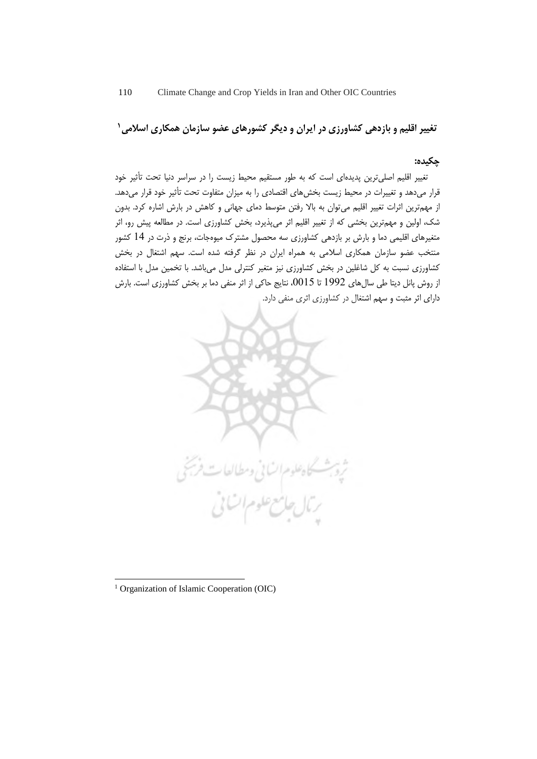# تغییر اقلیم و بازدهی کشاورزی در ایران و دیگر کشورهای عضو سازمان همکاری اسلامی[1]

**چکیده:**

تغییر اقلیم اصلی‌ترین پدیده‌ای است که به طور مستقیم محیط زیست را در سراسر دنیا تحت تأثیر خود قرار می‌دهد و تغییرات در محیط زیست بخش‌های اقتصادی را به میزان متفاوت تحت تأثیر خود قرار می‌دهد. از مهم‌ترین اثرات تغییر اقلیم می‌توان به بالا رفتن متوسط دمای جهانی و کاهش در بارش اشاره کرد. بدون شک، اولین و مهم‌ترین بخشی که از تغییر اقلیم اثر می‌پذیرد، بخش کشاورزی است. در مطالعه پیش رو، اثر متغیرهای اقلیمی دما و بارش بر بازدهی کشاورزی سه محصول مشترک میوه‌جات، برنج و ذرت در 14 کشور منتخب عضو سازمان همکاری اسلامی به همراه ایران در نظر گرفته شده است. سهم اشتغال در بخش کشاورزی نسبت به کل شاغلین در بخش کشاورزی نیز متغیر کنترلی مدل می‌باشد. با تخمین مدل با استفاده از روش پانل دیتا طی سال‌های 1992 تا 0015، نتایج حاکی از اثر منفی دما بر بخش کشاورزی است. بارش دارای اثر مثبت و سهم اشتغال در کشاورزی اثری منفی دارد.

پژوهشگاه علوم انسانی و مطالعات فرهنگی
پرتال جامع علوم انسانی

---

[1] Organization of Islamic Cooperation (OIC)